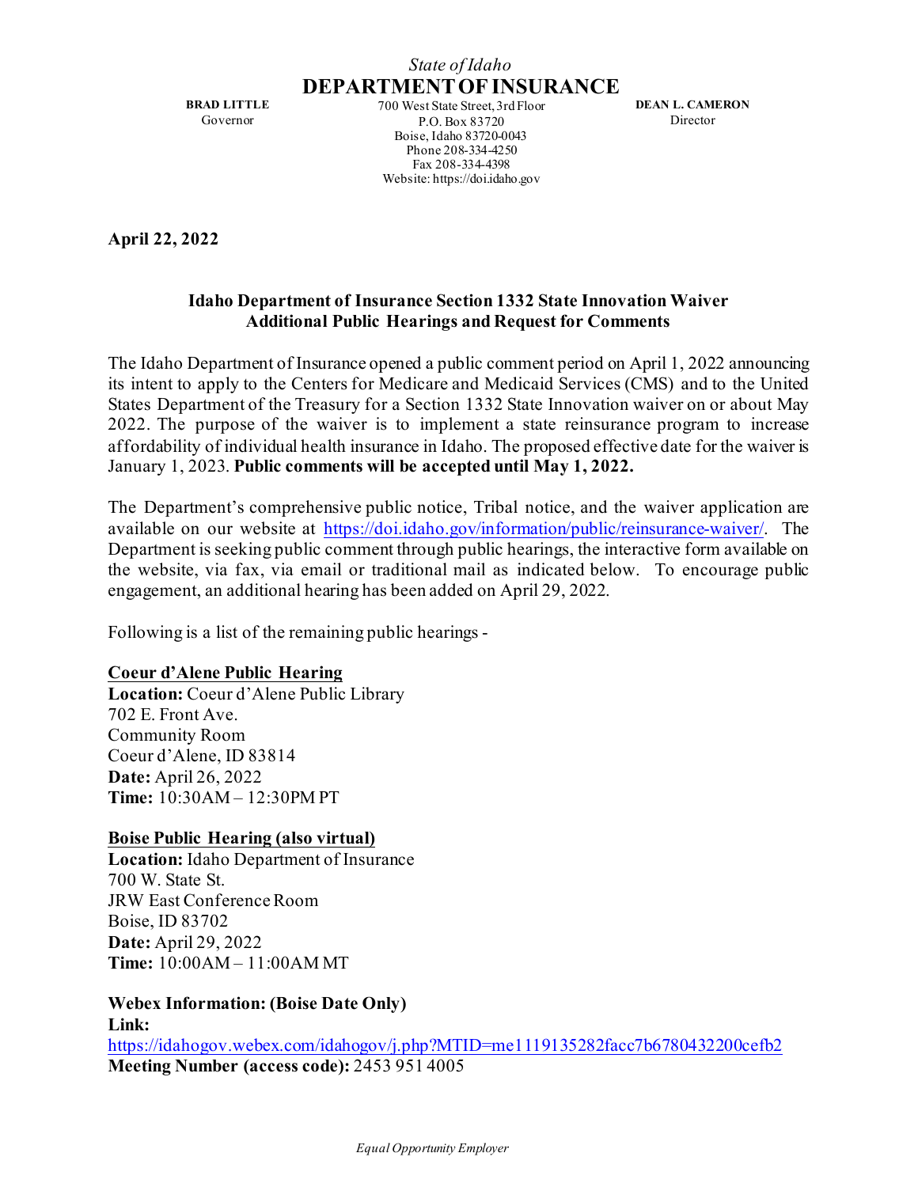*State of Idaho*

**DEPARTMENT OF INSURANCE**

**BRAD LITTLE**
Governor

700 West State Street, 3rd Floor
P.O. Box 83720
Boise, Idaho 83720-0043
Phone 208-334-4250
Fax 208-334-4398
Website: https://doi.idaho.gov

**DEAN L. CAMERON**
Director

**April 22, 2022**

**Idaho Department of Insurance Section 1332 State Innovation Waiver Additional Public Hearings and Request for Comments**

The Idaho Department of Insurance opened a public comment period on April 1, 2022 announcing its intent to apply to the Centers for Medicare and Medicaid Services (CMS) and to the United States Department of the Treasury for a Section 1332 State Innovation waiver on or about May 2022. The purpose of the waiver is to implement a state reinsurance program to increase affordability of individual health insurance in Idaho. The proposed effective date for the waiver is January 1, 2023. **Public comments will be accepted until May 1, 2022.**

The Department's comprehensive public notice, Tribal notice, and the waiver application are available on our website at https://doi.idaho.gov/information/public/reinsurance-waiver/. The Department is seeking public comment through public hearings, the interactive form available on the website, via fax, via email or traditional mail as indicated below. To encourage public engagement, an additional hearing has been added on April 29, 2022.

Following is a list of the remaining public hearings -

**Coeur d'Alene Public Hearing**

**Location:** Coeur d'Alene Public Library
702 E. Front Ave.
Community Room
Coeur d'Alene, ID 83814
**Date:** April 26, 2022
**Time:** 10:30AM – 12:30PM PT

**Boise Public Hearing (also virtual)**

**Location:** Idaho Department of Insurance
700 W. State St.
JRW East Conference Room
Boise, ID 83702
**Date:** April 29, 2022
**Time:** 10:00AM – 11:00AM MT

**Webex Information: (Boise Date Only)**
**Link:**
https://idahogov.webex.com/idahogov/j.php?MTID=me1119135282facc7b6780432200cefb2
**Meeting Number (access code):** 2453 951 4005

*Equal Opportunity Employer*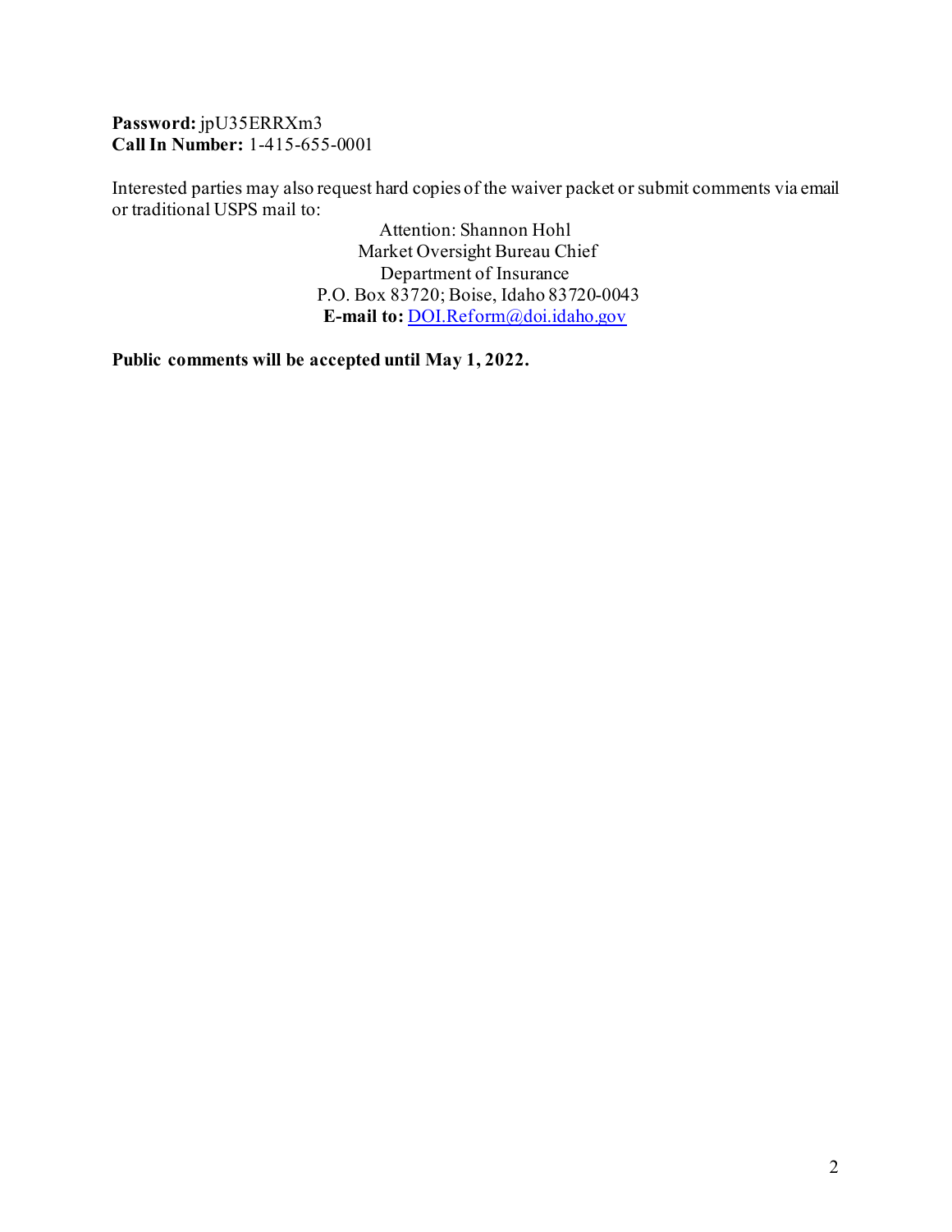**Password:** jpU35ERRXm3
**Call In Number:** 1-415-655-0001

Interested parties may also request hard copies of the waiver packet or submit comments via email or traditional USPS mail to:

Attention: Shannon Hohl
Market Oversight Bureau Chief
Department of Insurance
P.O. Box 83720; Boise, Idaho 83720-0043
**E-mail to:** DOI.Reform@doi.idaho.gov

**Public comments will be accepted until May 1, 2022.**